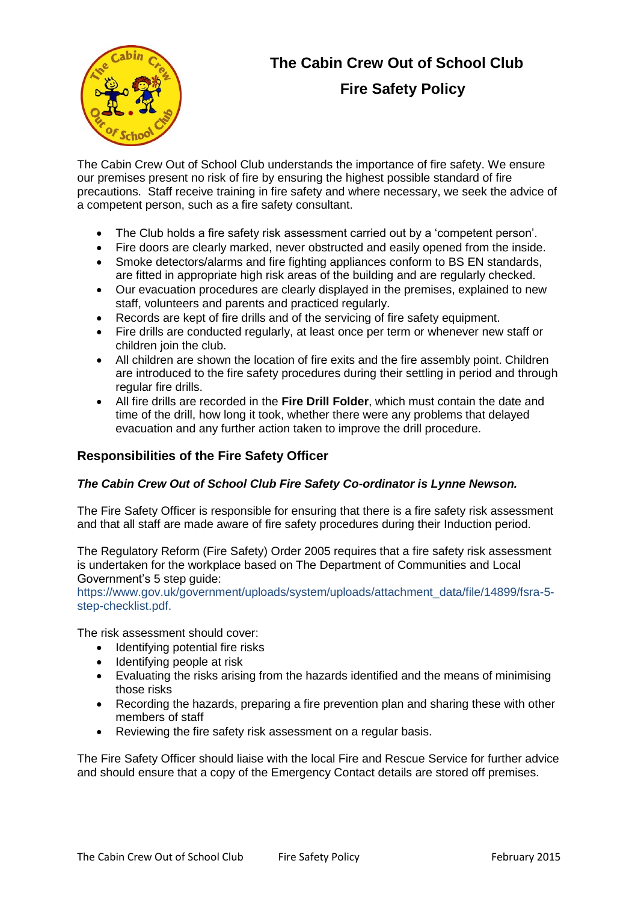# The Cabin Crew Out of School Club

# Fire Safety Policy

The Cabin Crew Out of School Club understands the importance of fire safety. We ensure our premises present no risk of fire by ensuring the highest possible standard of fire precautions. Staff receive training in fire safety and where necessary, we seek the advice of a competent person, such as a fire safety consultant.

- The Club holds a fire safety risk assessment carried out by a 'competent person'.
- Fire doors are clearly marked, never obstructed and easily opened from the inside.
- Smoke detectors/alarms and fire fighting appliances conform to BS EN standards, are fitted in appropriate high risk areas of the building and are regularly checked.
- Our evacuation procedures are clearly displayed in the premises, explained to new staff, volunteers and parents and practiced regularly.
- Records are kept of fire drills and of the servicing of fire safety equipment.
- Fire drills are conducted regularly, at least once per term or whenever new staff or children join the club.
- All children are shown the location of fire exits and the fire assembly point. Children are introduced to the fire safety procedures during their settling in period and through regular fire drills.
- All fire drills are recorded in the **Fire Drill Folder**, which must contain the date and time of the drill, how long it took, whether there were any problems that delayed evacuation and any further action taken to improve the drill procedure.

## Responsibilities of the Fire Safety Officer

***The Cabin Crew Out of School Club Fire Safety Co-ordinator is Lynne Newson.***

The Fire Safety Officer is responsible for ensuring that there is a fire safety risk assessment and that all staff are made aware of fire safety procedures during their Induction period.

The Regulatory Reform (Fire Safety) Order 2005 requires that a fire safety risk assessment is undertaken for the workplace based on The Department of Communities and Local Government's 5 step guide:
https://www.gov.uk/government/uploads/system/uploads/attachment_data/file/14899/fsra-5-step-checklist.pdf.

The risk assessment should cover:

- Identifying potential fire risks
- Identifying people at risk
- Evaluating the risks arising from the hazards identified and the means of minimising those risks
- Recording the hazards, preparing a fire prevention plan and sharing these with other members of staff
- Reviewing the fire safety risk assessment on a regular basis.

The Fire Safety Officer should liaise with the local Fire and Rescue Service for further advice and should ensure that a copy of the Emergency Contact details are stored off premises.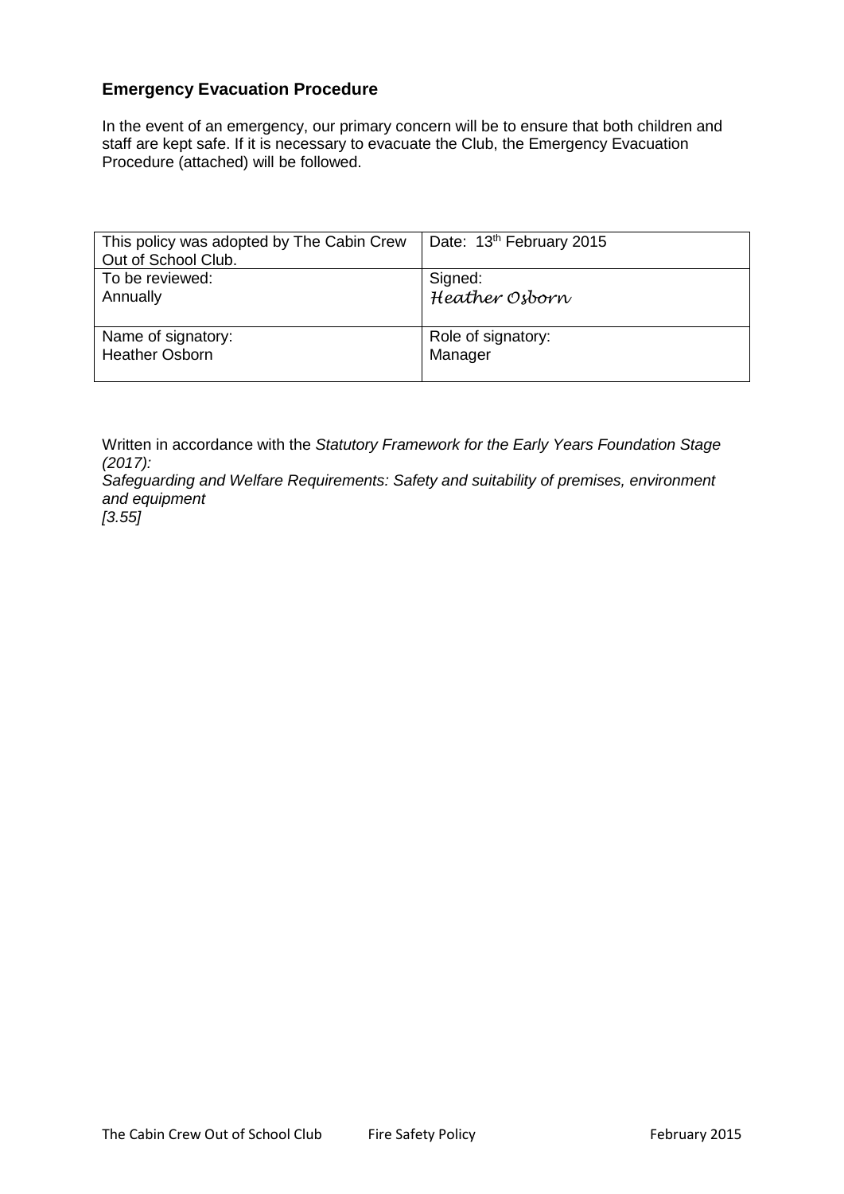### Emergency Evacuation Procedure

In the event of an emergency, our primary concern will be to ensure that both children and staff are kept safe. If it is necessary to evacuate the Club, the Emergency Evacuation Procedure (attached) will be followed.

| This policy was adopted by The Cabin Crew Out of School Club. | Date: 13th February 2015 |
|---|---|
| To be reviewed: Annually | Signed: *Heather Osborn* |
| Name of signatory: Heather Osborn | Role of signatory: Manager |

Written in accordance with the *Statutory Framework for the Early Years Foundation Stage (2017):*
*Safeguarding and Welfare Requirements: Safety and suitability of premises, environment and equipment*
*[3.55]*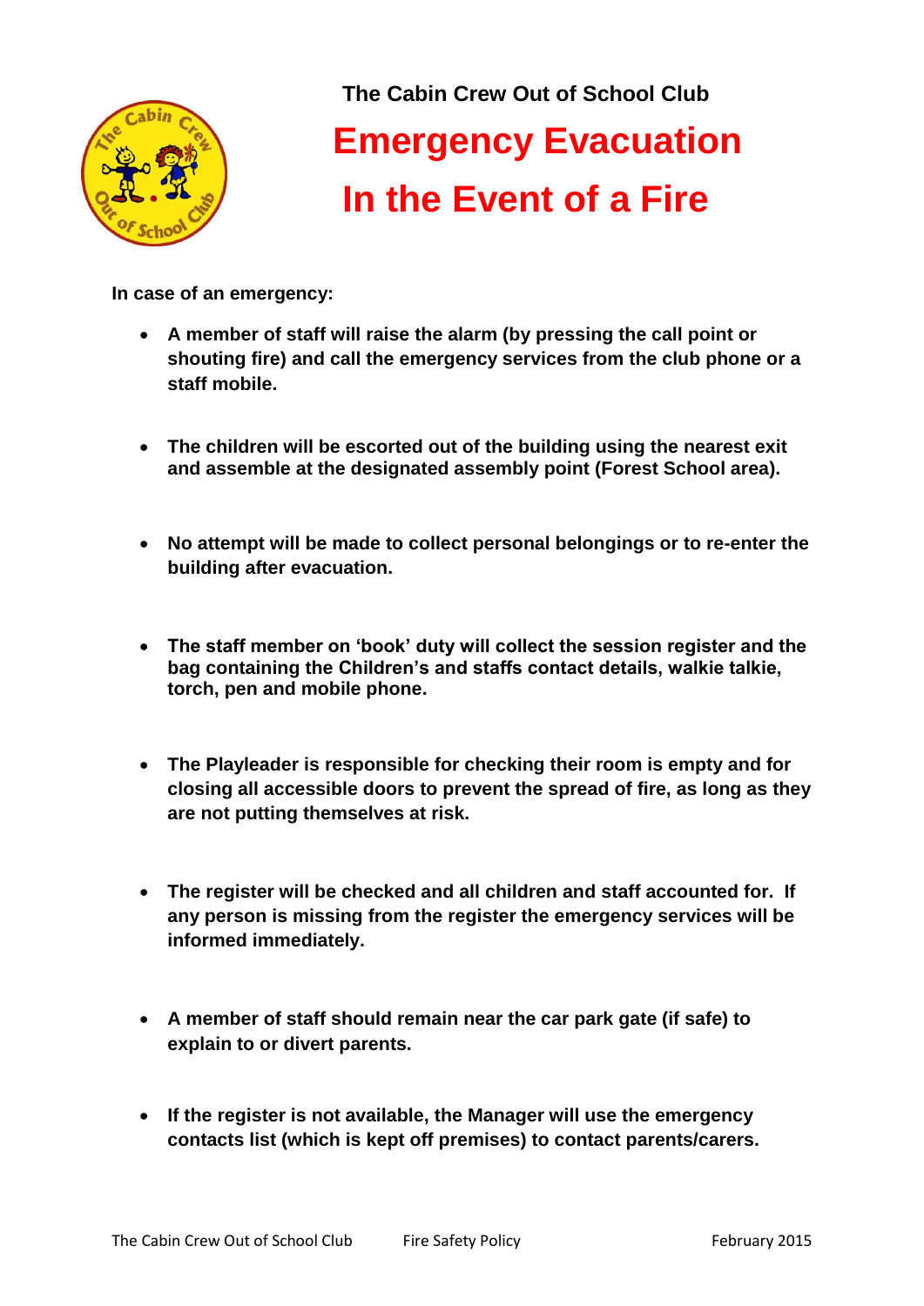**The Cabin Crew Out of School Club**

# Emergency Evacuation In the Event of a Fire

**In case of an emergency:**

- **A member of staff will raise the alarm (by pressing the call point or shouting fire) and call the emergency services from the club phone or a staff mobile.**
- **The children will be escorted out of the building using the nearest exit and assemble at the designated assembly point (Forest School area).**
- **No attempt will be made to collect personal belongings or to re-enter the building after evacuation.**
- **The staff member on 'book' duty will collect the session register and the bag containing the Children's and staffs contact details, walkie talkie, torch, pen and mobile phone.**
- **The Playleader is responsible for checking their room is empty and for closing all accessible doors to prevent the spread of fire, as long as they are not putting themselves at risk.**
- **The register will be checked and all children and staff accounted for. If any person is missing from the register the emergency services will be informed immediately.**
- **A member of staff should remain near the car park gate (if safe) to explain to or divert parents.**
- **If the register is not available, the Manager will use the emergency contacts list (which is kept off premises) to contact parents/carers.**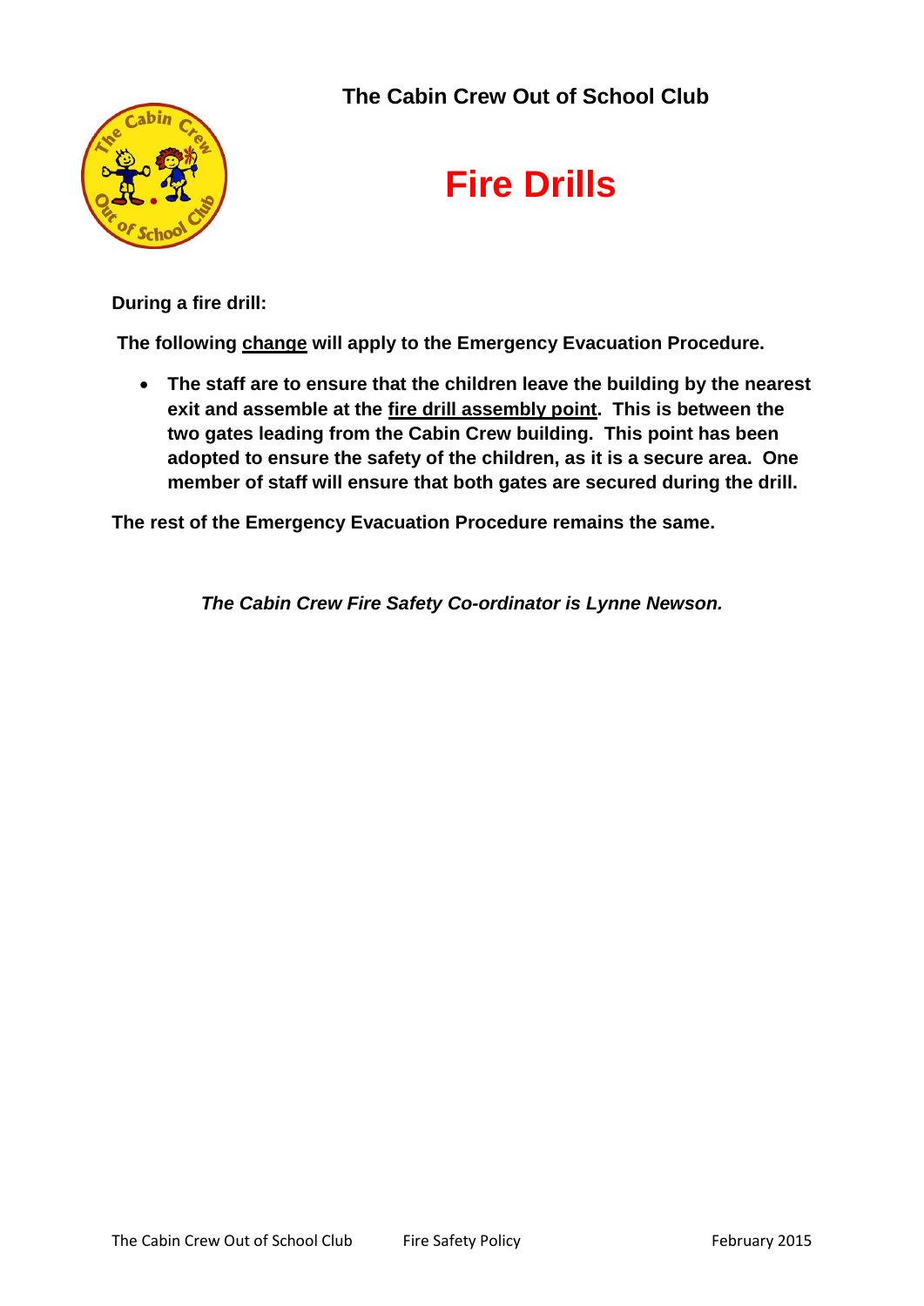**The Cabin Crew Out of School Club**

# Fire Drills

**During a fire drill:**

**The following <u>change</u> will apply to the Emergency Evacuation Procedure.**

- **The staff are to ensure that the children leave the building by the nearest exit and assemble at the <u>fire drill assembly point</u>. This is between the two gates leading from the Cabin Crew building. This point has been adopted to ensure the safety of the children, as it is a secure area. One member of staff will ensure that both gates are secured during the drill.**

**The rest of the Emergency Evacuation Procedure remains the same.**

***The Cabin Crew Fire Safety Co-ordinator is Lynne Newson.***